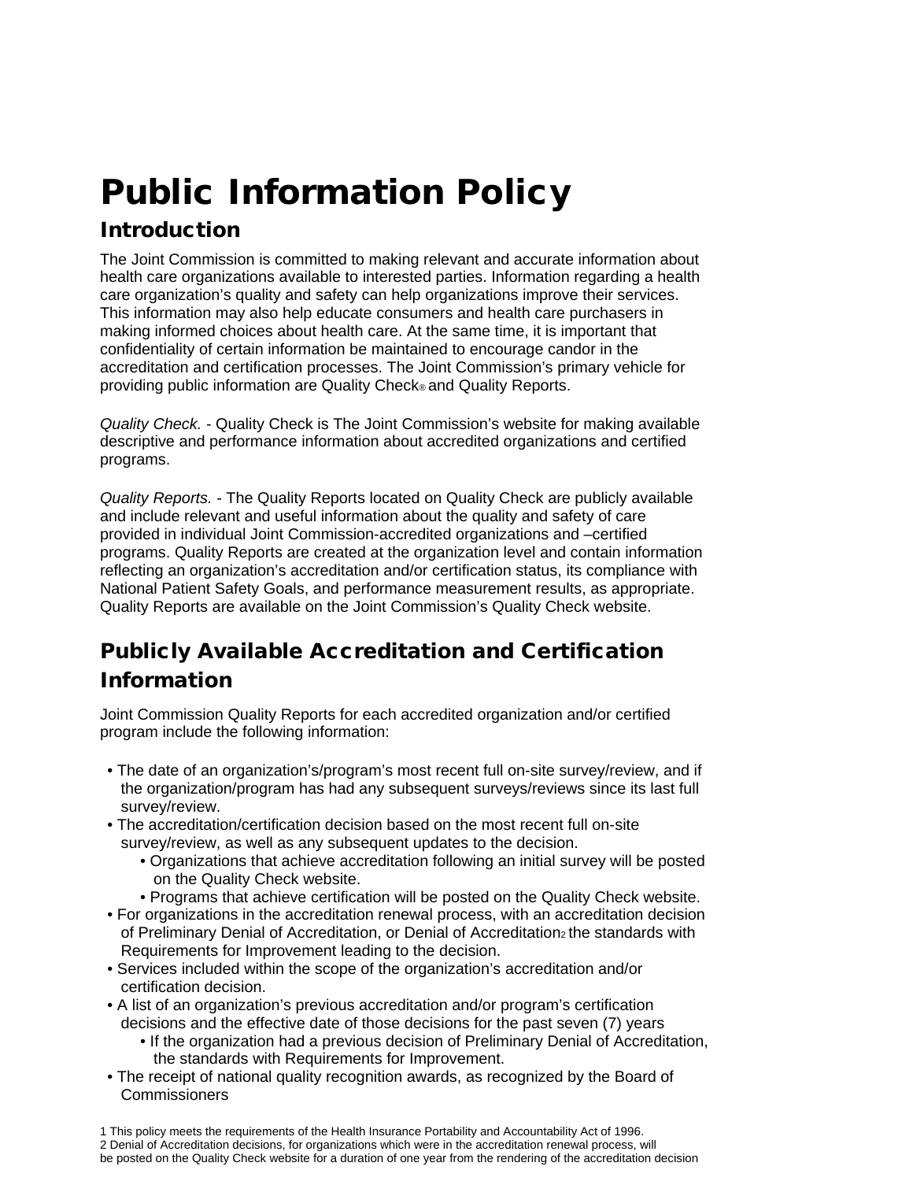# Public Information Policy

## Introduction

The Joint Commission is committed to making relevant and accurate information about health care organizations available to interested parties. Information regarding a health care organization's quality and safety can help organizations improve their services. This information may also help educate consumers and health care purchasers in making informed choices about health care. At the same time, it is important that confidentiality of certain information be maintained to encourage candor in the accreditation and certification processes. The Joint Commission's primary vehicle for providing public information are Quality Check® and Quality Reports.

*Quality Check.* - Quality Check is The Joint Commission's website for making available descriptive and performance information about accredited organizations and certified programs.

*Quality Reports.* - The Quality Reports located on Quality Check are publicly available and include relevant and useful information about the quality and safety of care provided in individual Joint Commission-accredited organizations and –certified programs. Quality Reports are created at the organization level and contain information reflecting an organization's accreditation and/or certification status, its compliance with National Patient Safety Goals, and performance measurement results, as appropriate. Quality Reports are available on the Joint Commission's Quality Check website.

## Publicly Available Accreditation and Certification Information

Joint Commission Quality Reports for each accredited organization and/or certified program include the following information:

- The date of an organization's/program's most recent full on-site survey/review, and if the organization/program has had any subsequent surveys/reviews since its last full survey/review.
- The accreditation/certification decision based on the most recent full on-site survey/review, as well as any subsequent updates to the decision.
  - Organizations that achieve accreditation following an initial survey will be posted on the Quality Check website.
  - Programs that achieve certification will be posted on the Quality Check website.
- For organizations in the accreditation renewal process, with an accreditation decision of Preliminary Denial of Accreditation, or Denial of Accreditation[2] the standards with Requirements for Improvement leading to the decision.
- Services included within the scope of the organization's accreditation and/or certification decision.
- A list of an organization's previous accreditation and/or program's certification decisions and the effective date of those decisions for the past seven (7) years
  - If the organization had a previous decision of Preliminary Denial of Accreditation, the standards with Requirements for Improvement.
- The receipt of national quality recognition awards, as recognized by the Board of Commissioners

1 This policy meets the requirements of the Health Insurance Portability and Accountability Act of 1996.

2 Denial of Accreditation decisions, for organizations which were in the accreditation renewal process, will be posted on the Quality Check website for a duration of one year from the rendering of the accreditation decision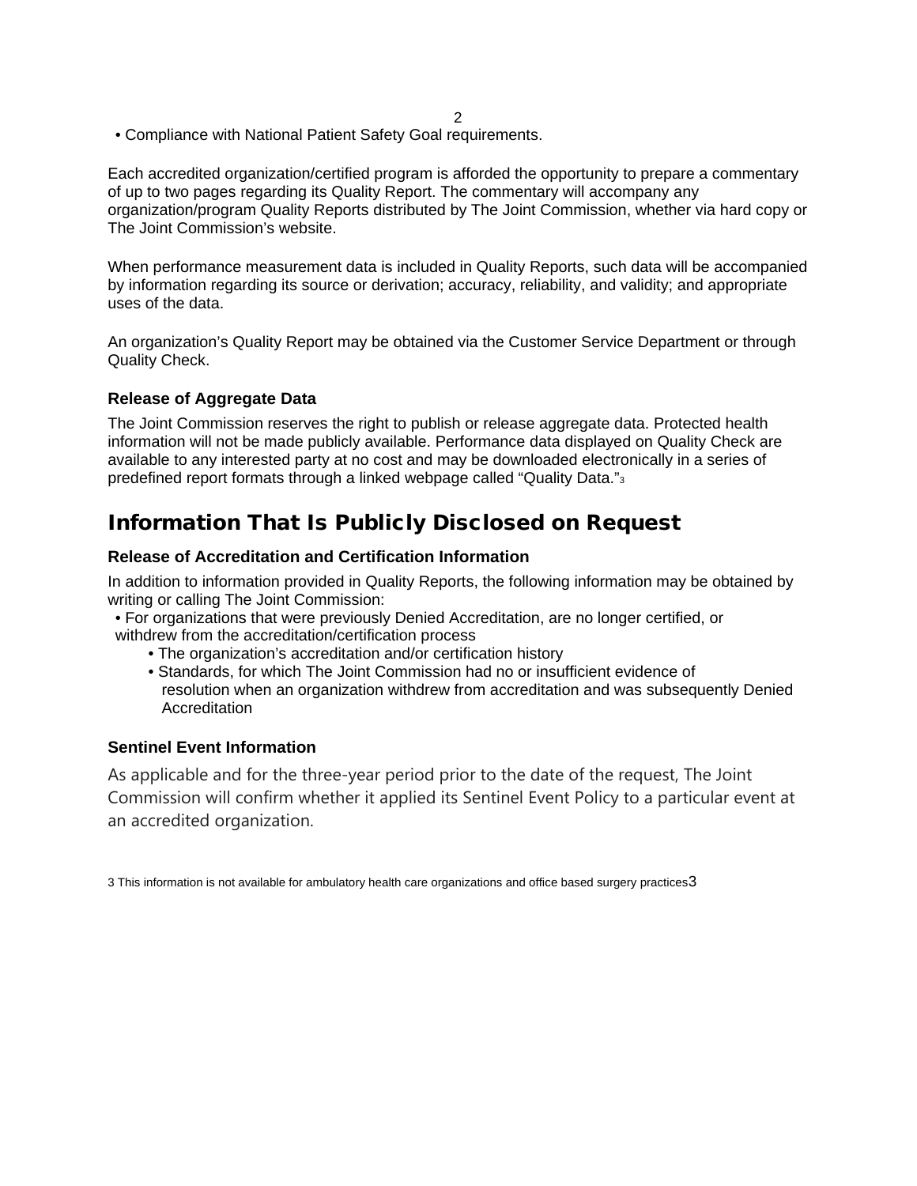- Compliance with National Patient Safety Goal requirements.

Each accredited organization/certified program is afforded the opportunity to prepare a commentary of up to two pages regarding its Quality Report. The commentary will accompany any organization/program Quality Reports distributed by The Joint Commission, whether via hard copy or The Joint Commission's website.

When performance measurement data is included in Quality Reports, such data will be accompanied by information regarding its source or derivation; accuracy, reliability, and validity; and appropriate uses of the data.

An organization's Quality Report may be obtained via the Customer Service Department or through Quality Check.

### Release of Aggregate Data

The Joint Commission reserves the right to publish or release aggregate data. Protected health information will not be made publicly available. Performance data displayed on Quality Check are available to any interested party at no cost and may be downloaded electronically in a series of predefined report formats through a linked webpage called "Quality Data."[3]

## Information That Is Publicly Disclosed on Request

### Release of Accreditation and Certification Information

In addition to information provided in Quality Reports, the following information may be obtained by writing or calling The Joint Commission:

- For organizations that were previously Denied Accreditation, are no longer certified, or withdrew from the accreditation/certification process
  - The organization's accreditation and/or certification history
  - Standards, for which The Joint Commission had no or insufficient evidence of resolution when an organization withdrew from accreditation and was subsequently Denied Accreditation

### Sentinel Event Information

As applicable and for the three-year period prior to the date of the request, The Joint Commission will confirm whether it applied its Sentinel Event Policy to a particular event at an accredited organization.

3 This information is not available for ambulatory health care organizations and office based surgery practices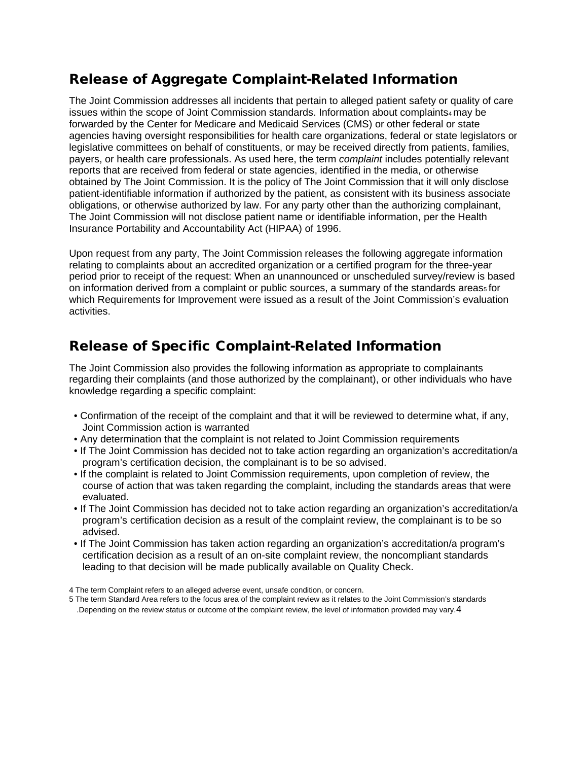## Release of Aggregate Complaint-Related Information

The Joint Commission addresses all incidents that pertain to alleged patient safety or quality of care issues within the scope of Joint Commission standards. Information about complaints[4] may be forwarded by the Center for Medicare and Medicaid Services (CMS) or other federal or state agencies having oversight responsibilities for health care organizations, federal or state legislators or legislative committees on behalf of constituents, or may be received directly from patients, families, payers, or health care professionals. As used here, the term *complaint* includes potentially relevant reports that are received from federal or state agencies, identified in the media, or otherwise obtained by The Joint Commission. It is the policy of The Joint Commission that it will only disclose patient-identifiable information if authorized by the patient, as consistent with its business associate obligations, or otherwise authorized by law. For any party other than the authorizing complainant, The Joint Commission will not disclose patient name or identifiable information, per the Health Insurance Portability and Accountability Act (HIPAA) of 1996.

Upon request from any party, The Joint Commission releases the following aggregate information relating to complaints about an accredited organization or a certified program for the three-year period prior to receipt of the request: When an unannounced or unscheduled survey/review is based on information derived from a complaint or public sources, a summary of the standards areas[5] for which Requirements for Improvement were issued as a result of the Joint Commission's evaluation activities.

## Release of Specific Complaint-Related Information

The Joint Commission also provides the following information as appropriate to complainants regarding their complaints (and those authorized by the complainant), or other individuals who have knowledge regarding a specific complaint:

- Confirmation of the receipt of the complaint and that it will be reviewed to determine what, if any, Joint Commission action is warranted
- Any determination that the complaint is not related to Joint Commission requirements
- If The Joint Commission has decided not to take action regarding an organization's accreditation/a program's certification decision, the complainant is to be so advised.
- If the complaint is related to Joint Commission requirements, upon completion of review, the course of action that was taken regarding the complaint, including the standards areas that were evaluated.
- If The Joint Commission has decided not to take action regarding an organization's accreditation/a program's certification decision as a result of the complaint review, the complainant is to be so advised.
- If The Joint Commission has taken action regarding an organization's accreditation/a program's certification decision as a result of an on-site complaint review, the noncompliant standards leading to that decision will be made publically available on Quality Check.

4 The term Complaint refers to an alleged adverse event, unsafe condition, or concern.

5 The term Standard Area refers to the focus area of the complaint review as it relates to the Joint Commission's standards .Depending on the review status or outcome of the complaint review, the level of information provided may vary.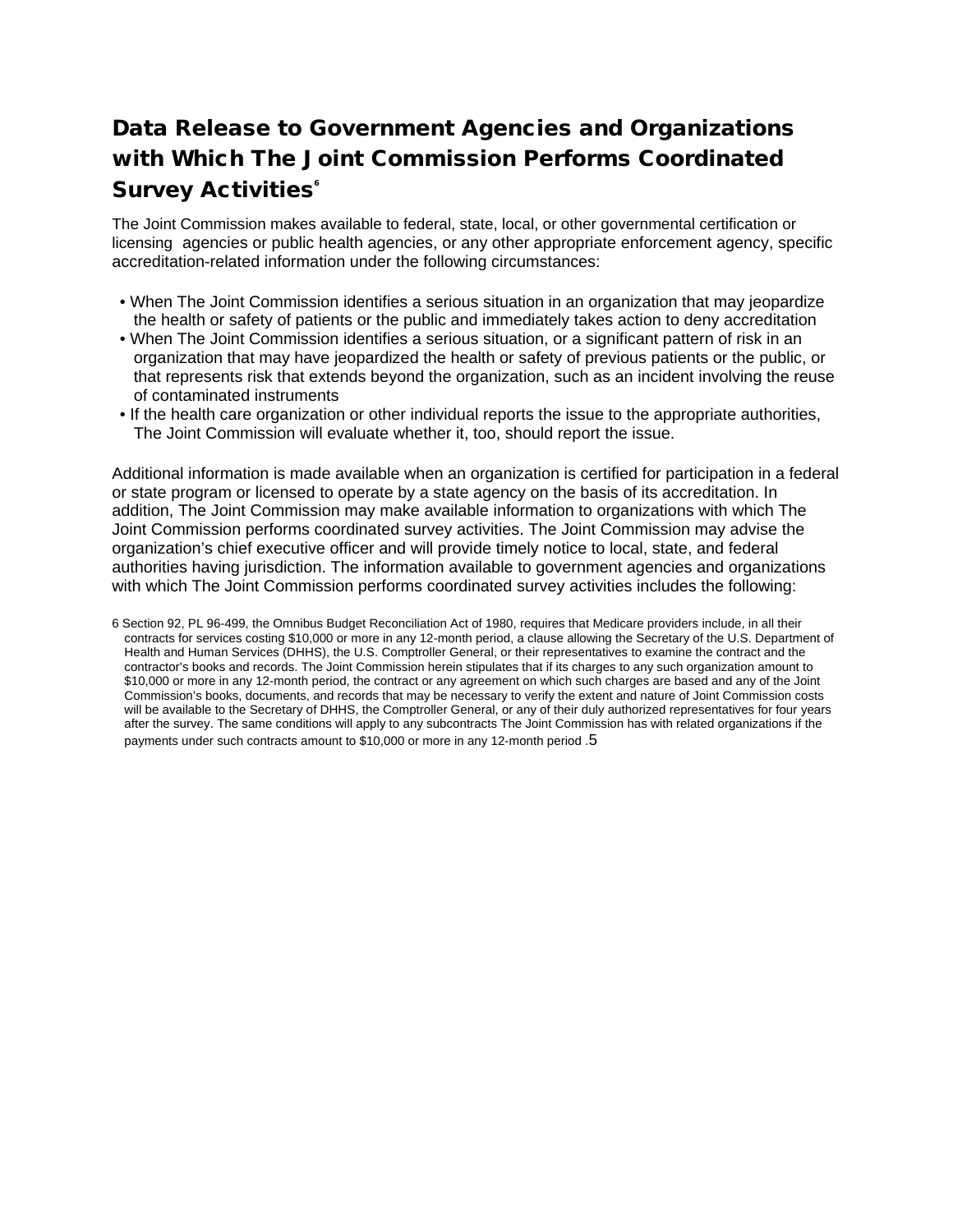## Data Release to Government Agencies and Organizations with Which The Joint Commission Performs Coordinated Survey Activities[6]

The Joint Commission makes available to federal, state, local, or other governmental certification or licensing agencies or public health agencies, or any other appropriate enforcement agency, specific accreditation-related information under the following circumstances:

- When The Joint Commission identifies a serious situation in an organization that may jeopardize the health or safety of patients or the public and immediately takes action to deny accreditation
- When The Joint Commission identifies a serious situation, or a significant pattern of risk in an organization that may have jeopardized the health or safety of previous patients or the public, or that represents risk that extends beyond the organization, such as an incident involving the reuse of contaminated instruments
- If the health care organization or other individual reports the issue to the appropriate authorities, The Joint Commission will evaluate whether it, too, should report the issue.

Additional information is made available when an organization is certified for participation in a federal or state program or licensed to operate by a state agency on the basis of its accreditation. In addition, The Joint Commission may make available information to organizations with which The Joint Commission performs coordinated survey activities. The Joint Commission may advise the organization's chief executive officer and will provide timely notice to local, state, and federal authorities having jurisdiction. The information available to government agencies and organizations with which The Joint Commission performs coordinated survey activities includes the following:

6 Section 92, PL 96-499, the Omnibus Budget Reconciliation Act of 1980, requires that Medicare providers include, in all their contracts for services costing $10,000 or more in any 12-month period, a clause allowing the Secretary of the U.S. Department of Health and Human Services (DHHS), the U.S. Comptroller General, or their representatives to examine the contract and the contractor's books and records. The Joint Commission herein stipulates that if its charges to any such organization amount to $10,000 or more in any 12-month period, the contract or any agreement on which such charges are based and any of the Joint Commission's books, documents, and records that may be necessary to verify the extent and nature of Joint Commission costs will be available to the Secretary of DHHS, the Comptroller General, or any of their duly authorized representatives for four years after the survey. The same conditions will apply to any subcontracts The Joint Commission has with related organizations if the payments under such contracts amount to $10,000 or more in any 12-month period.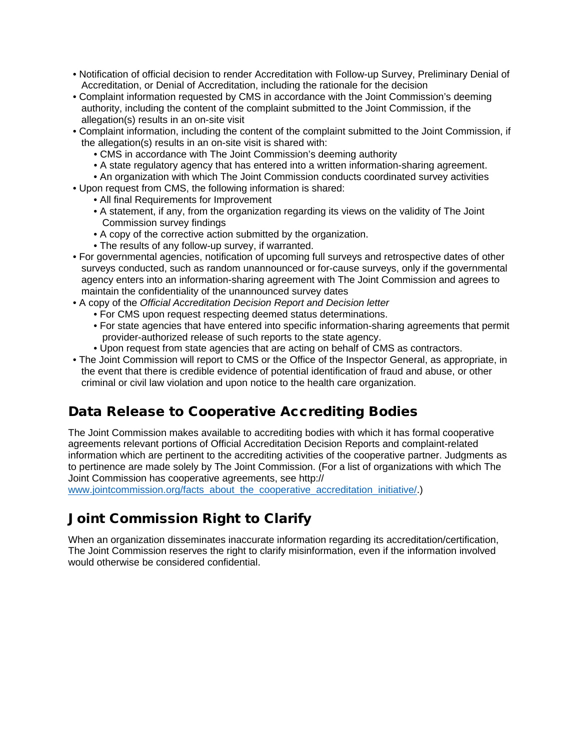- Notification of official decision to render Accreditation with Follow-up Survey, Preliminary Denial of Accreditation, or Denial of Accreditation, including the rationale for the decision
- Complaint information requested by CMS in accordance with the Joint Commission's deeming authority, including the content of the complaint submitted to the Joint Commission, if the allegation(s) results in an on-site visit
- Complaint information, including the content of the complaint submitted to the Joint Commission, if the allegation(s) results in an on-site visit is shared with:
  - CMS in accordance with The Joint Commission's deeming authority
  - A state regulatory agency that has entered into a written information-sharing agreement.
  - An organization with which The Joint Commission conducts coordinated survey activities
- Upon request from CMS, the following information is shared:
  - All final Requirements for Improvement
  - A statement, if any, from the organization regarding its views on the validity of The Joint Commission survey findings
  - A copy of the corrective action submitted by the organization.
  - The results of any follow-up survey, if warranted.
- For governmental agencies, notification of upcoming full surveys and retrospective dates of other surveys conducted, such as random unannounced or for-cause surveys, only if the governmental agency enters into an information-sharing agreement with The Joint Commission and agrees to maintain the confidentiality of the unannounced survey dates
- A copy of the *Official Accreditation Decision Report and Decision letter*
  - For CMS upon request respecting deemed status determinations.
  - For state agencies that have entered into specific information-sharing agreements that permit provider-authorized release of such reports to the state agency.
  - Upon request from state agencies that are acting on behalf of CMS as contractors.
- The Joint Commission will report to CMS or the Office of the Inspector General, as appropriate, in the event that there is credible evidence of potential identification of fraud and abuse, or other criminal or civil law violation and upon notice to the health care organization.

## Data Release to Cooperative Accrediting Bodies

The Joint Commission makes available to accrediting bodies with which it has formal cooperative agreements relevant portions of Official Accreditation Decision Reports and complaint-related information which are pertinent to the accrediting activities of the cooperative partner. Judgments as to pertinence are made solely by The Joint Commission. (For a list of organizations with which The Joint Commission has cooperative agreements, see http://www.jointcommission.org/facts_about_the_cooperative_accreditation_initiative/.)

## Joint Commission Right to Clarify

When an organization disseminates inaccurate information regarding its accreditation/certification, The Joint Commission reserves the right to clarify misinformation, even if the information involved would otherwise be considered confidential.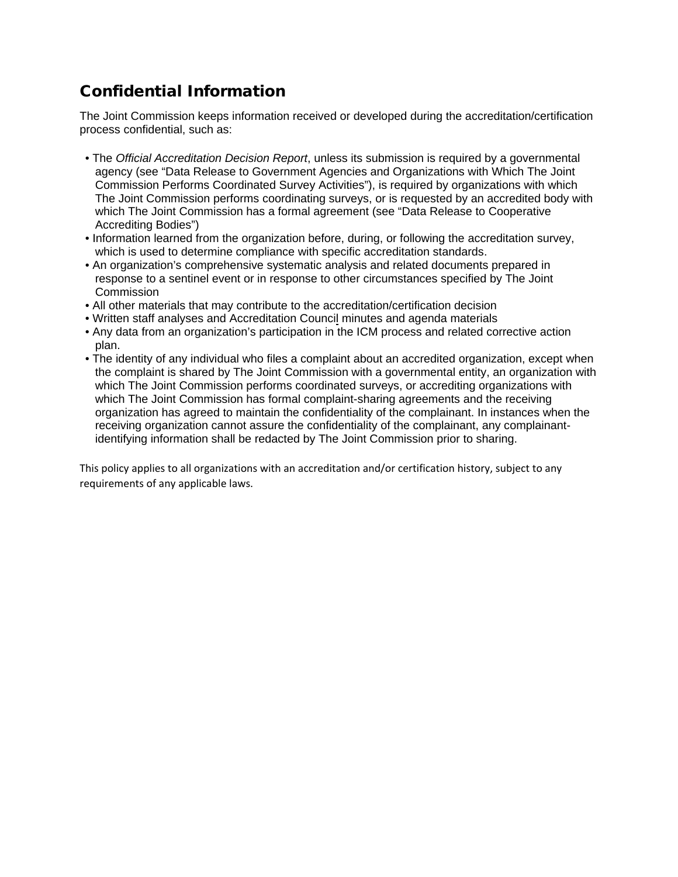## Confidential Information

The Joint Commission keeps information received or developed during the accreditation/certification process confidential, such as:

- The *Official Accreditation Decision Report*, unless its submission is required by a governmental agency (see "Data Release to Government Agencies and Organizations with Which The Joint Commission Performs Coordinated Survey Activities"), is required by organizations with which The Joint Commission performs coordinating surveys, or is requested by an accredited body with which The Joint Commission has a formal agreement (see "Data Release to Cooperative Accrediting Bodies")
- Information learned from the organization before, during, or following the accreditation survey, which is used to determine compliance with specific accreditation standards.
- An organization's comprehensive systematic analysis and related documents prepared in response to a sentinel event or in response to other circumstances specified by The Joint Commission
- All other materials that may contribute to the accreditation/certification decision
- Written staff analyses and Accreditation Council minutes and agenda materials
- Any data from an organization's participation in the ICM process and related corrective action plan.
- The identity of any individual who files a complaint about an accredited organization, except when the complaint is shared by The Joint Commission with a governmental entity, an organization with which The Joint Commission performs coordinated surveys, or accrediting organizations with which The Joint Commission has formal complaint-sharing agreements and the receiving organization has agreed to maintain the confidentiality of the complainant. In instances when the receiving organization cannot assure the confidentiality of the complainant, any complainant-identifying information shall be redacted by The Joint Commission prior to sharing.

This policy applies to all organizations with an accreditation and/or certification history, subject to any requirements of any applicable laws.